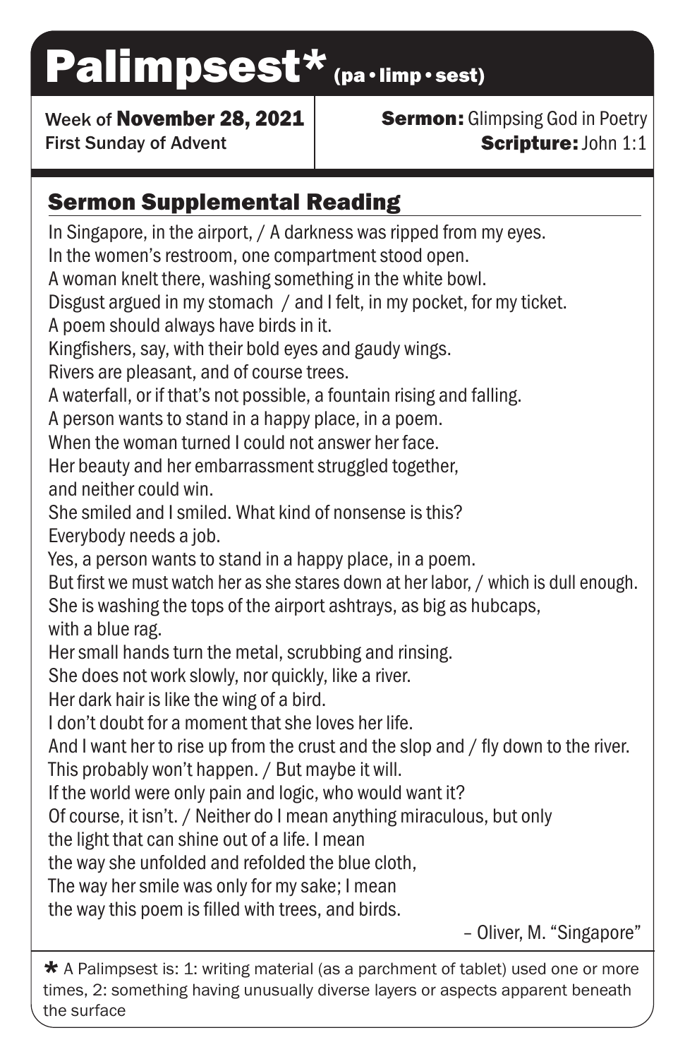# Palimpsest* (pa•limp•sest)

Week of **November 28, 2021**
First Sunday of Advent

**Sermon:** Glimpsing God in Poetry
**Scripture:** John 1:1

## Sermon Supplemental Reading

In Singapore, in the airport, / A darkness was ripped from my eyes.
In the women's restroom, one compartment stood open.
A woman knelt there, washing something in the white bowl.
Disgust argued in my stomach / and I felt, in my pocket, for my ticket.
A poem should always have birds in it.
Kingfishers, say, with their bold eyes and gaudy wings.
Rivers are pleasant, and of course trees.
A waterfall, or if that's not possible, a fountain rising and falling.
A person wants to stand in a happy place, in a poem.
When the woman turned I could not answer her face.
Her beauty and her embarrassment struggled together,
and neither could win.
She smiled and I smiled. What kind of nonsense is this?
Everybody needs a job.
Yes, a person wants to stand in a happy place, in a poem.
But first we must watch her as she stares down at her labor, / which is dull enough.
She is washing the tops of the airport ashtrays, as big as hubcaps,
with a blue rag.
Her small hands turn the metal, scrubbing and rinsing.
She does not work slowly, nor quickly, like a river.
Her dark hair is like the wing of a bird.
I don't doubt for a moment that she loves her life.
And I want her to rise up from the crust and the slop and / fly down to the river.
This probably won't happen. / But maybe it will.
If the world were only pain and logic, who would want it?
Of course, it isn't. / Neither do I mean anything miraculous, but only
the light that can shine out of a life. I mean
the way she unfolded and refolded the blue cloth,
The way her smile was only for my sake; I mean
the way this poem is filled with trees, and birds.

– Oliver, M. "Singapore"

* A Palimpsest is: 1: writing material (as a parchment of tablet) used one or more times, 2: something having unusually diverse layers or aspects apparent beneath the surface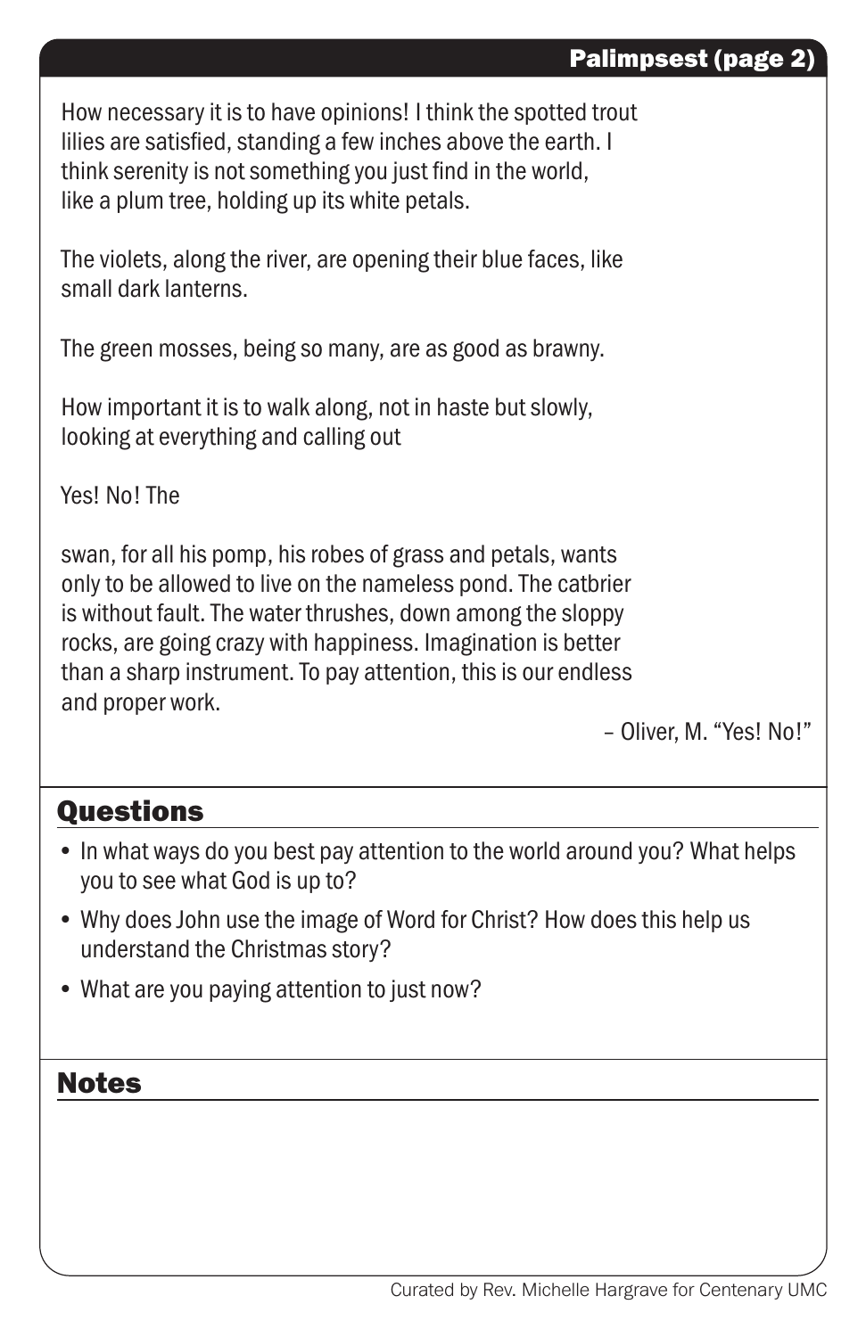## Palimpsest (page 2)

How necessary it is to have opinions! I think the spotted trout
lilies are satisfied, standing a few inches above the earth. I
think serenity is not something you just find in the world,
like a plum tree, holding up its white petals.

The violets, along the river, are opening their blue faces, like
small dark lanterns.

The green mosses, being so many, are as good as brawny.

How important it is to walk along, not in haste but slowly,
looking at everything and calling out

Yes! No! The

swan, for all his pomp, his robes of grass and petals, wants
only to be allowed to live on the nameless pond. The catbrier
is without fault. The water thrushes, down among the sloppy
rocks, are going crazy with happiness. Imagination is better
than a sharp instrument. To pay attention, this is our endless
and proper work.

– Oliver, M. "Yes! No!"

## Questions

- In what ways do you best pay attention to the world around you? What helps you to see what God is up to?
- Why does John use the image of Word for Christ? How does this help us understand the Christmas story?
- What are you paying attention to just now?

## Notes

Curated by Rev. Michelle Hargrave for Centenary UMC